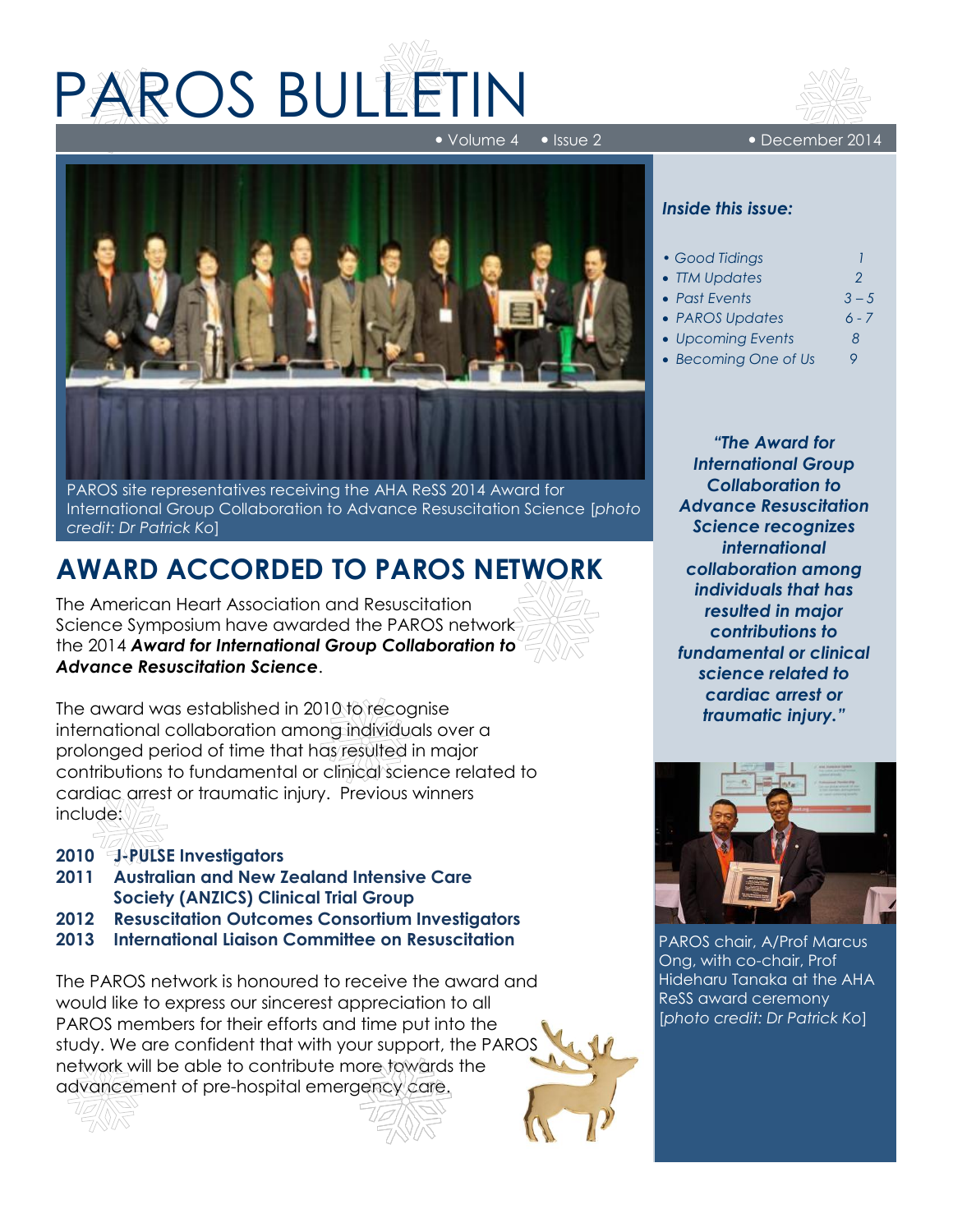# PAROS BULLETIN

• Volume 4 • Issue 2 • December 2014

PAROS site representatives receiving the AHA ReSS 2014 Award for International Group Collaboration to Advance Resuscitation Science [*photo credit: Dr Patrick Ko*]

***Inside this issue:***

- *Good Tidings* 1
- *TTM Updates* 2
- *Past Events* 3 – 5
- *PAROS Updates* 6 - 7
- *Upcoming Events* 8
- *Becoming One of Us* 9

## AWARD ACCORDED TO PAROS NETWORK

The American Heart Association and Resuscitation Science Symposium have awarded the PAROS network the 2014 ***Award for International Group Collaboration to Advance Resuscitation Science***.

The award was established in 2010 to recognise international collaboration among individuals over a prolonged period of time that has resulted in major contributions to fundamental or clinical science related to cardiac arrest or traumatic injury. Previous winners include:

**2010 J-PULSE Investigators**
**2011 Australian and New Zealand Intensive Care Society (ANZICS) Clinical Trial Group**
**2012 Resuscitation Outcomes Consortium Investigators**
**2013 International Liaison Committee on Resuscitation**

The PAROS network is honoured to receive the award and would like to express our sincerest appreciation to all PAROS members for their efforts and time put into the study. We are confident that with your support, the PAROS network will be able to contribute more towards the advancement of pre-hospital emergency care.

***"The Award for International Group Collaboration to Advance Resuscitation Science recognizes international collaboration among individuals that has resulted in major contributions to fundamental or clinical science related to cardiac arrest or traumatic injury."***

PAROS chair, A/Prof Marcus Ong, with co-chair, Prof Hideharu Tanaka at the AHA ReSS award ceremony [*photo credit: Dr Patrick Ko*]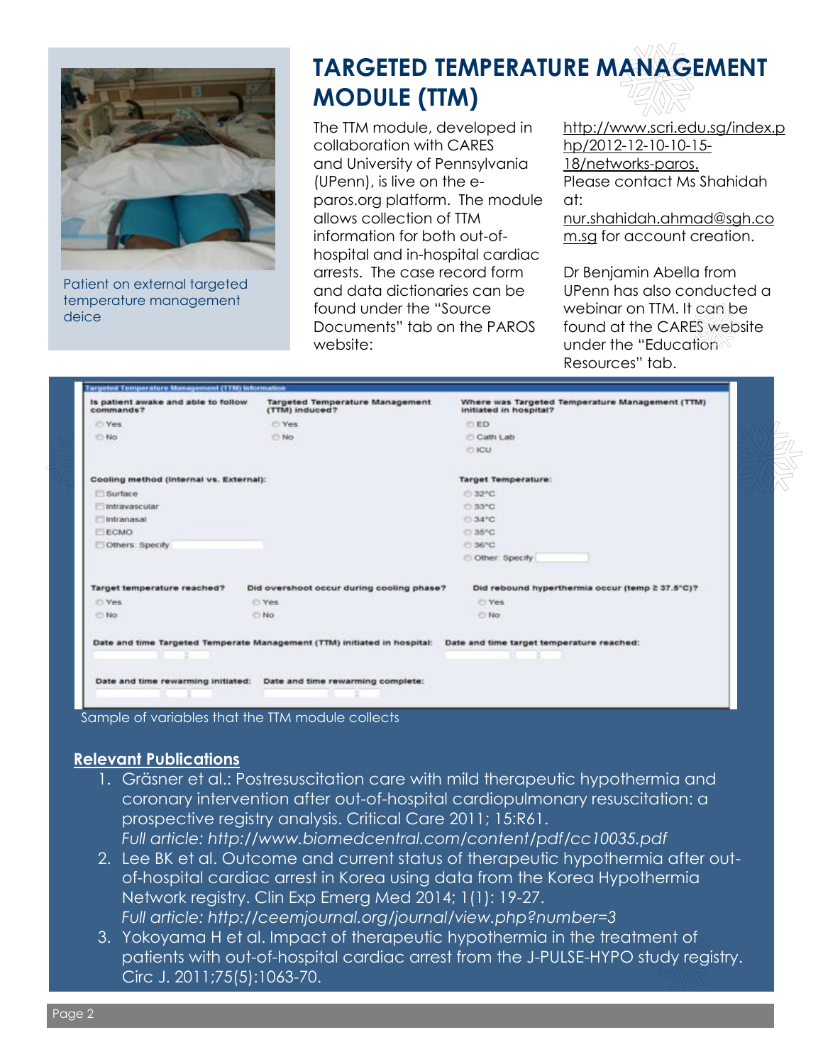# TARGETED TEMPERATURE MANAGEMENT MODULE (TTM)

Patient on external targeted temperature management deice

The TTM module, developed in collaboration with CARES and University of Pennsylvania (UPenn), is live on the e-paros.org platform. The module allows collection of TTM information for both out-of-hospital and in-hospital cardiac arrests. The case record form and data dictionaries can be found under the "Source Documents" tab on the PAROS website: http://www.scri.edu.sg/index.php/2012-12-10-10-15-18/networks-paros. Please contact Ms Shahidah at: nur.shahidah.ahmad@sgh.com.sg for account creation.

Dr Benjamin Abella from UPenn has also conducted a webinar on TTM. It can be found at the CARES website under the "Education Resources" tab.

**Targeted Temperature Management (TTM) Information**

| Is patient awake and able to follow commands? | Targeted Temperature Management (TTM) induced? | Where was Targeted Temperature Management (TTM) initiated in hospital? |
|---|---|---|
| Yes | Yes | ED |
| No | No | Cath Lab |
| | | ICU |

| Cooling method (Internal vs. External): | Target Temperature: |
|---|---|
| Surface | 32°C |
| Intravascular | 33°C |
| Intranasal | 34°C |
| ECMO | 35°C |
| Others: Specify | 36°C |
| | Other: Specify |

| Target temperature reached? | Did overshoot occur during cooling phase? | Did rebound hyperthermia occur (temp ≥ 37.5°C)? |
|---|---|---|
| Yes | Yes | Yes |
| No | No | No |

Date and time Targeted Temperate Management (TTM) initiated in hospital: | Date and time target temperature reached:

Date and time rewarming initiated: | Date and time rewarming complete:

Sample of variables that the TTM module collects

## Relevant Publications

1. Gräsner et al.: Postresuscitation care with mild therapeutic hypothermia and coronary intervention after out-of-hospital cardiopulmonary resuscitation: a prospective registry analysis. Critical Care 2011; 15:R61.
   *Full article: http://www.biomedcentral.com/content/pdf/cc10035.pdf*
2. Lee BK et al. Outcome and current status of therapeutic hypothermia after out-of-hospital cardiac arrest in Korea using data from the Korea Hypothermia Network registry. Clin Exp Emerg Med 2014; 1(1): 19-27.
   *Full article: http://ceemjournal.org/journal/view.php?number=3*
3. Yokoyama H et al. Impact of therapeutic hypothermia in the treatment of patients with out-of-hospital cardiac arrest from the J-PULSE-HYPO study registry. Circ J. 2011;75(5):1063-70.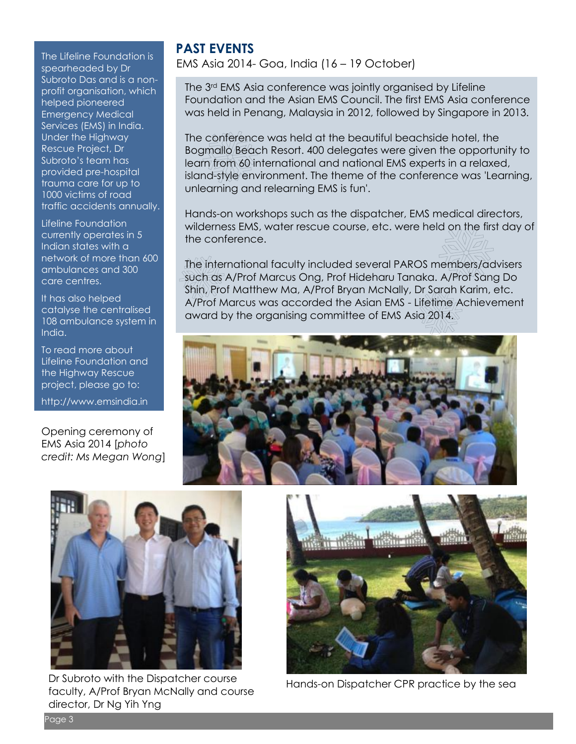The Lifeline Foundation is spearheaded by Dr Subroto Das and is a non-profit organisation, which helped pioneered Emergency Medical Services (EMS) in India. Under the Highway Rescue Project, Dr Subroto's team has provided pre-hospital trauma care for up to 1000 victims of road traffic accidents annually.

Lifeline Foundation currently operates in 5 Indian states with a network of more than 600 ambulances and 300 care centres.

It has also helped catalyse the centralised 108 ambulance system in India.

To read more about Lifeline Foundation and the Highway Rescue project, please go to:

http://www.emsindia.in

## PAST EVENTS

EMS Asia 2014- Goa, India (16 – 19 October)

The 3rd EMS Asia conference was jointly organised by Lifeline Foundation and the Asian EMS Council. The first EMS Asia conference was held in Penang, Malaysia in 2012, followed by Singapore in 2013.

The conference was held at the beautiful beachside hotel, the Bogmallo Beach Resort. 400 delegates were given the opportunity to learn from 60 international and national EMS experts in a relaxed, island-style environment. The theme of the conference was 'Learning, unlearning and relearning EMS is fun'.

Hands-on workshops such as the dispatcher, EMS medical directors, wilderness EMS, water rescue course, etc. were held on the first day of the conference.

The international faculty included several PAROS members/advisers such as A/Prof Marcus Ong, Prof Hideharu Tanaka. A/Prof Sang Do Shin, Prof Matthew Ma, A/Prof Bryan McNally, Dr Sarah Karim, etc. A/Prof Marcus was accorded the Asian EMS - Lifetime Achievement award by the organising committee of EMS Asia 2014.

Opening ceremony of EMS Asia 2014 [*photo credit: Ms Megan Wong*]

Dr Subroto with the Dispatcher course faculty, A/Prof Bryan McNally and course director, Dr Ng Yih Yng

Hands-on Dispatcher CPR practice by the sea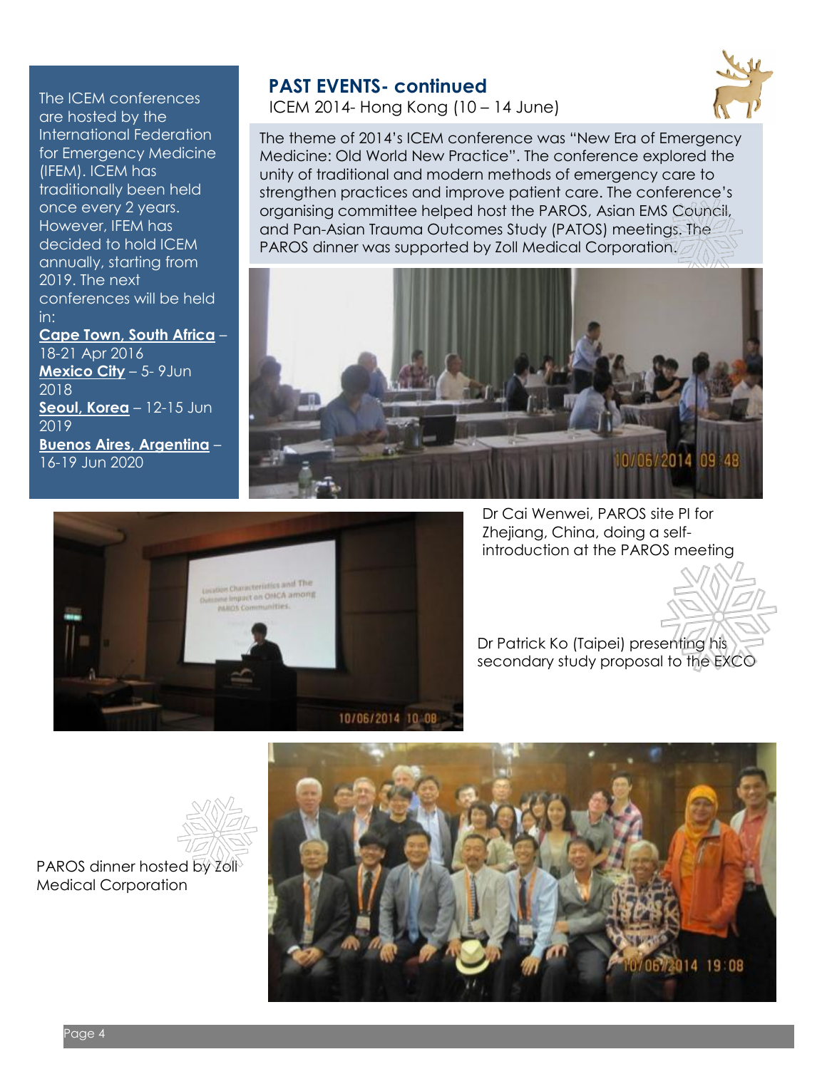## PAST EVENTS- continued

ICEM 2014- Hong Kong (10 – 14 June)

The theme of 2014's ICEM conference was "New Era of Emergency Medicine: Old World New Practice". The conference explored the unity of traditional and modern methods of emergency care to strengthen practices and improve patient care. The conference's organising committee helped host the PAROS, Asian EMS Council, and Pan-Asian Trauma Outcomes Study (PATOS) meetings. The PAROS dinner was supported by Zoll Medical Corporation.

The ICEM conferences are hosted by the International Federation for Emergency Medicine (IFEM). ICEM has traditionally been held once every 2 years. However, IFEM has decided to hold ICEM annually, starting from 2019. The next conferences will be held in:

**Cape Town, South Africa** – 18-21 Apr 2016

**Mexico City** – 5- 9Jun 2018

**Seoul, Korea** – 12-15 Jun 2019

**Buenos Aires, Argentina** – 16-19 Jun 2020

Dr Cai Wenwei, PAROS site PI for Zhejiang, China, doing a self-introduction at the PAROS meeting

Dr Patrick Ko (Taipei) presenting his secondary study proposal to the EXCO

PAROS dinner hosted by Zoll Medical Corporation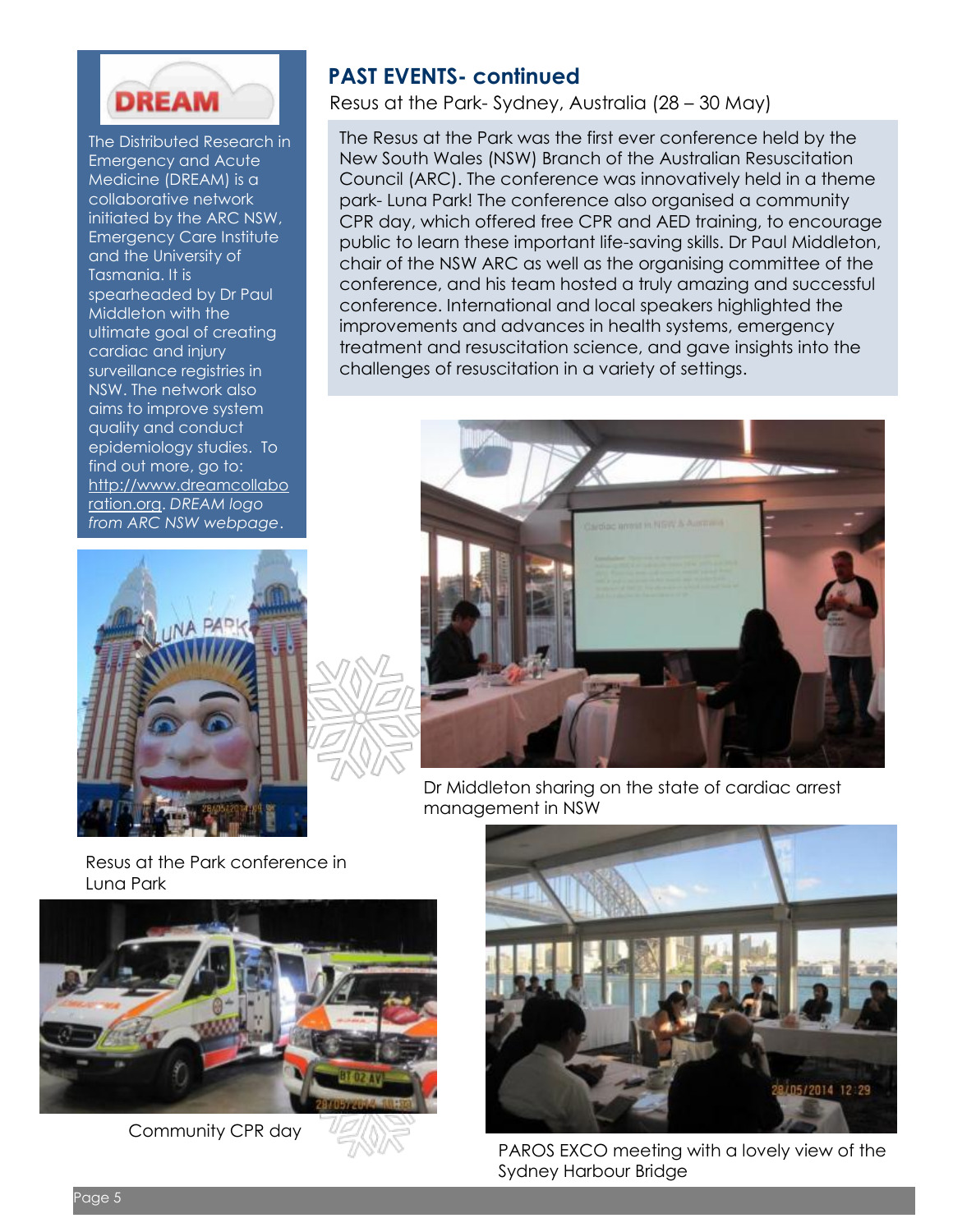## PAST EVENTS- continued

Resus at the Park- Sydney, Australia (28 – 30 May)

The Resus at the Park was the first ever conference held by the New South Wales (NSW) Branch of the Australian Resuscitation Council (ARC). The conference was innovatively held in a theme park- Luna Park! The conference also organised a community CPR day, which offered free CPR and AED training, to encourage public to learn these important life-saving skills. Dr Paul Middleton, chair of the NSW ARC as well as the organising committee of the conference, and his team hosted a truly amazing and successful conference. International and local speakers highlighted the improvements and advances in health systems, emergency treatment and resuscitation science, and gave insights into the challenges of resuscitation in a variety of settings.

The Distributed Research in Emergency and Acute Medicine (DREAM) is a collaborative network initiated by the ARC NSW, Emergency Care Institute and the University of Tasmania. It is spearheaded by Dr Paul Middleton with the ultimate goal of creating cardiac and injury surveillance registries in NSW. The network also aims to improve system quality and conduct epidemiology studies. To find out more, go to: http://www.dreamcollaboration.org. *DREAM logo from ARC NSW webpage*.

Dr Middleton sharing on the state of cardiac arrest management in NSW

Resus at the Park conference in Luna Park

Community CPR day

PAROS EXCO meeting with a lovely view of the Sydney Harbour Bridge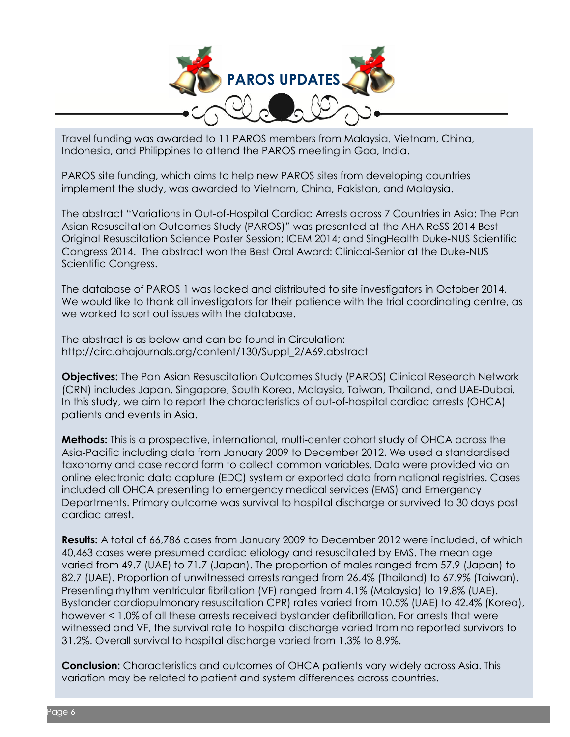## PAROS UPDATES

Travel funding was awarded to 11 PAROS members from Malaysia, Vietnam, China, Indonesia, and Philippines to attend the PAROS meeting in Goa, India.

PAROS site funding, which aims to help new PAROS sites from developing countries implement the study, was awarded to Vietnam, China, Pakistan, and Malaysia.

The abstract "Variations in Out-of-Hospital Cardiac Arrests across 7 Countries in Asia: The Pan Asian Resuscitation Outcomes Study (PAROS)" was presented at the AHA ReSS 2014 Best Original Resuscitation Science Poster Session; ICEM 2014; and SingHealth Duke-NUS Scientific Congress 2014. The abstract won the Best Oral Award: Clinical-Senior at the Duke-NUS Scientific Congress.

The database of PAROS 1 was locked and distributed to site investigators in October 2014. We would like to thank all investigators for their patience with the trial coordinating centre, as we worked to sort out issues with the database.

The abstract is as below and can be found in Circulation: http://circ.ahajournals.org/content/130/Suppl_2/A69.abstract

**Objectives:** The Pan Asian Resuscitation Outcomes Study (PAROS) Clinical Research Network (CRN) includes Japan, Singapore, South Korea, Malaysia, Taiwan, Thailand, and UAE-Dubai. In this study, we aim to report the characteristics of out-of-hospital cardiac arrests (OHCA) patients and events in Asia.

**Methods:** This is a prospective, international, multi-center cohort study of OHCA across the Asia-Pacific including data from January 2009 to December 2012. We used a standardised taxonomy and case record form to collect common variables. Data were provided via an online electronic data capture (EDC) system or exported data from national registries. Cases included all OHCA presenting to emergency medical services (EMS) and Emergency Departments. Primary outcome was survival to hospital discharge or survived to 30 days post cardiac arrest.

**Results:** A total of 66,786 cases from January 2009 to December 2012 were included, of which 40,463 cases were presumed cardiac etiology and resuscitated by EMS. The mean age varied from 49.7 (UAE) to 71.7 (Japan). The proportion of males ranged from 57.9 (Japan) to 82.7 (UAE). Proportion of unwitnessed arrests ranged from 26.4% (Thailand) to 67.9% (Taiwan). Presenting rhythm ventricular fibrillation (VF) ranged from 4.1% (Malaysia) to 19.8% (UAE). Bystander cardiopulmonary resuscitation CPR) rates varied from 10.5% (UAE) to 42.4% (Korea), however < 1.0% of all these arrests received bystander defibrillation. For arrests that were witnessed and VF, the survival rate to hospital discharge varied from no reported survivors to 31.2%. Overall survival to hospital discharge varied from 1.3% to 8.9%.

**Conclusion:** Characteristics and outcomes of OHCA patients vary widely across Asia. This variation may be related to patient and system differences across countries.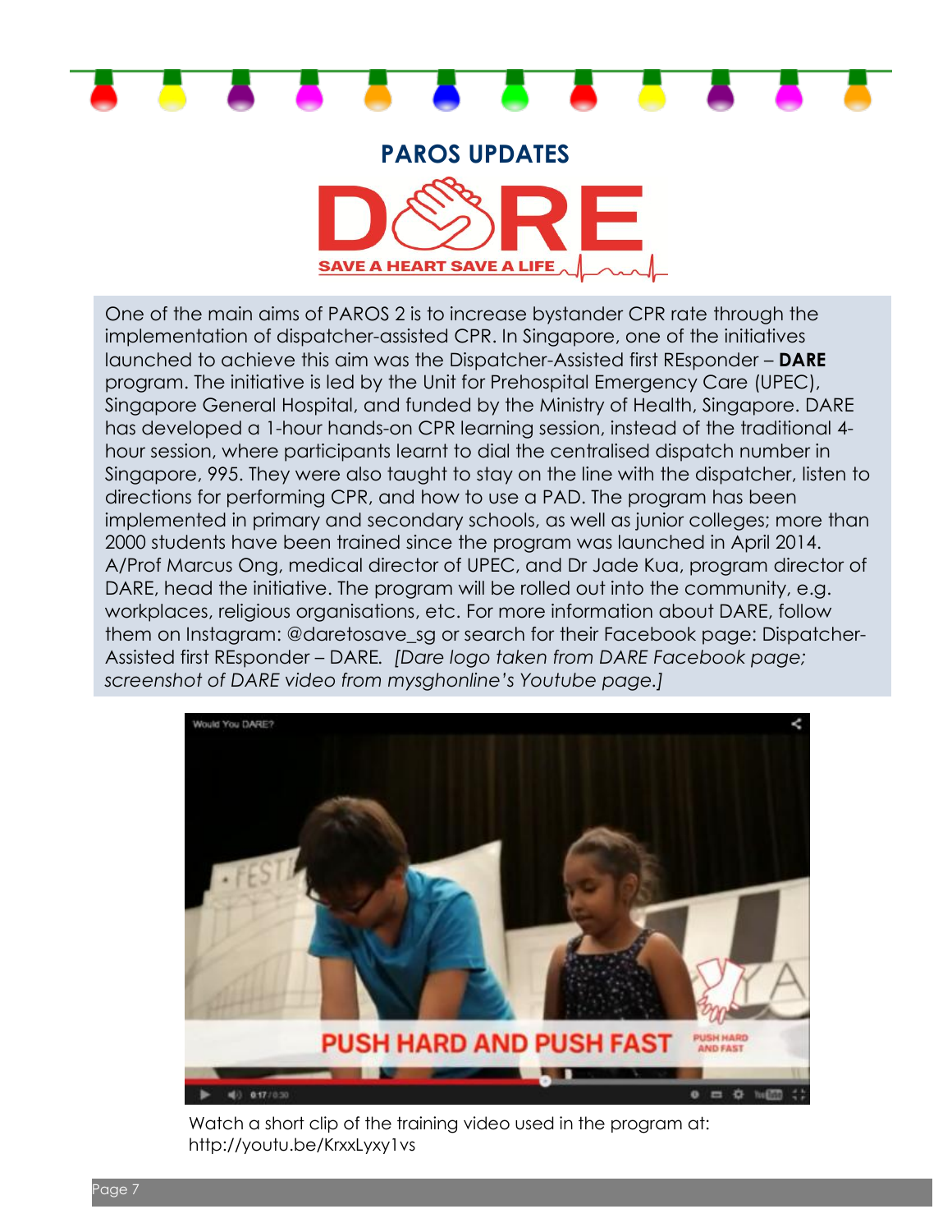## PAROS UPDATES

One of the main aims of PAROS 2 is to increase bystander CPR rate through the implementation of dispatcher-assisted CPR. In Singapore, one of the initiatives launched to achieve this aim was the Dispatcher-Assisted first REsponder – **DARE** program. The initiative is led by the Unit for Prehospital Emergency Care (UPEC), Singapore General Hospital, and funded by the Ministry of Health, Singapore. DARE has developed a 1-hour hands-on CPR learning session, instead of the traditional 4-hour session, where participants learnt to dial the centralised dispatch number in Singapore, 995. They were also taught to stay on the line with the dispatcher, listen to directions for performing CPR, and how to use a PAD. The program has been implemented in primary and secondary schools, as well as junior colleges; more than 2000 students have been trained since the program was launched in April 2014. A/Prof Marcus Ong, medical director of UPEC, and Dr Jade Kua, program director of DARE, head the initiative. The program will be rolled out into the community, e.g. workplaces, religious organisations, etc. For more information about DARE, follow them on Instagram: @daretosave_sg or search for their Facebook page: Dispatcher-Assisted first REsponder – DARE. *[Dare logo taken from DARE Facebook page; screenshot of DARE video from mysghonline's Youtube page.]*

Watch a short clip of the training video used in the program at: http://youtu.be/KrxxLyxy1vs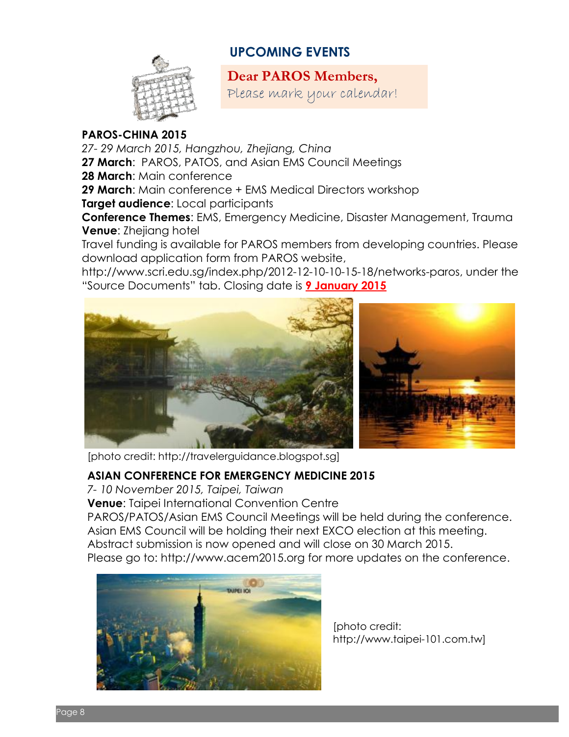## UPCOMING EVENTS

**Dear PAROS Members,**
Please mark your calendar!

**PAROS-CHINA 2015**

*27- 29 March 2015, Hangzhou, Zhejiang, China*

**27 March**: PAROS, PATOS, and Asian EMS Council Meetings
**28 March**: Main conference
**29 March**: Main conference + EMS Medical Directors workshop
**Target audience**: Local participants
**Conference Themes**: EMS, Emergency Medicine, Disaster Management, Trauma
**Venue**: Zhejiang hotel

Travel funding is available for PAROS members from developing countries. Please download application form from PAROS website, http://www.scri.edu.sg/index.php/2012-12-10-10-15-18/networks-paros, under the "Source Documents" tab. Closing date is **9 January 2015**

[photo credit: http://travelerguidance.blogspot.sg]

**ASIAN CONFERENCE FOR EMERGENCY MEDICINE 2015**

*7- 10 November 2015, Taipei, Taiwan*

**Venue**: Taipei International Convention Centre

PAROS/PATOS/Asian EMS Council Meetings will be held during the conference.
Asian EMS Council will be holding their next EXCO election at this meeting.
Abstract submission is now opened and will close on 30 March 2015.
Please go to: http://www.acem2015.org for more updates on the conference.

[photo credit: http://www.taipei-101.com.tw]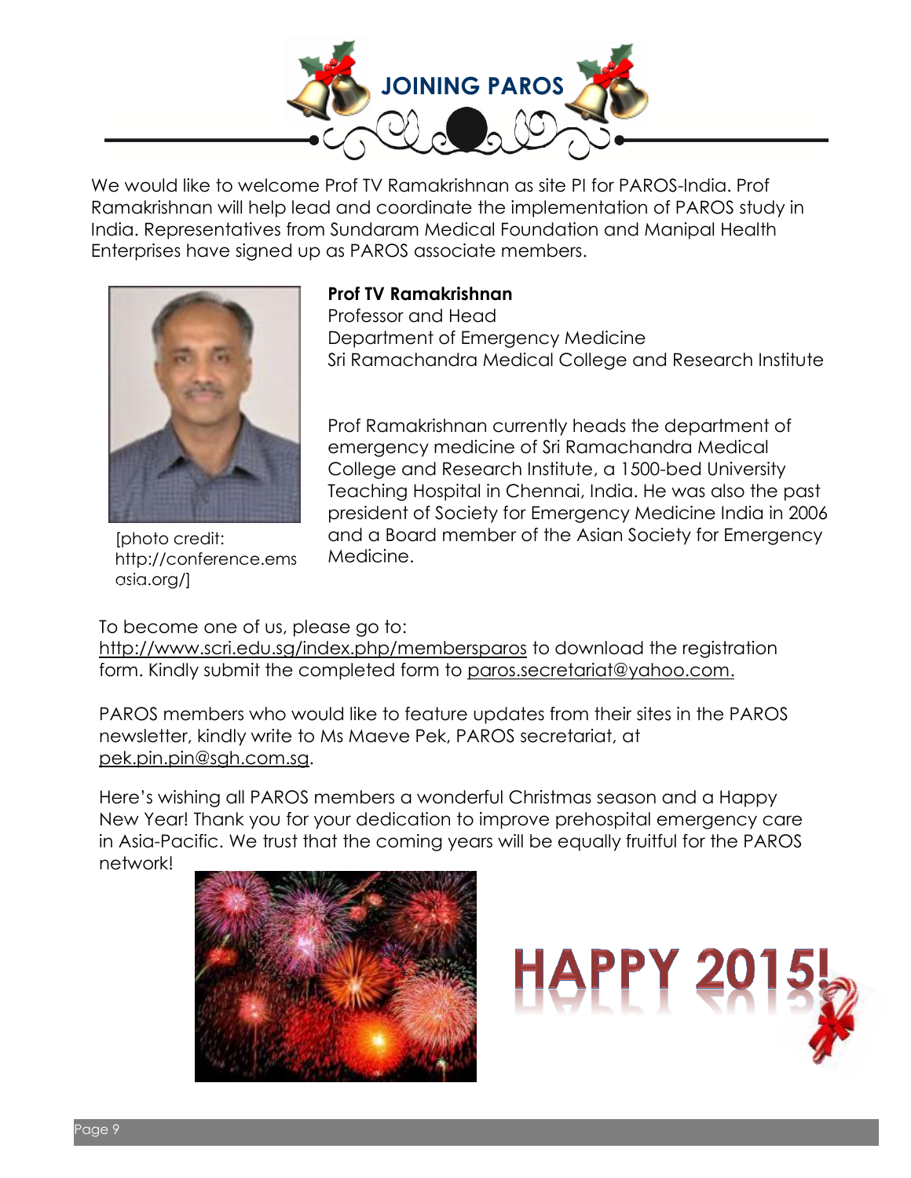# JOINING PAROS

We would like to welcome Prof TV Ramakrishnan as site PI for PAROS-India. Prof Ramakrishnan will help lead and coordinate the implementation of PAROS study in India. Representatives from Sundaram Medical Foundation and Manipal Health Enterprises have signed up as PAROS associate members.

**Prof TV Ramakrishnan**
Professor and Head
Department of Emergency Medicine
Sri Ramachandra Medical College and Research Institute

[photo credit: http://conference.emsasia.org/]

Prof Ramakrishnan currently heads the department of emergency medicine of Sri Ramachandra Medical College and Research Institute, a 1500-bed University Teaching Hospital in Chennai, India. He was also the past president of Society for Emergency Medicine India in 2006 and a Board member of the Asian Society for Emergency Medicine.

To become one of us, please go to: http://www.scri.edu.sg/index.php/membersparos to download the registration form. Kindly submit the completed form to paros.secretariat@yahoo.com.

PAROS members who would like to feature updates from their sites in the PAROS newsletter, kindly write to Ms Maeve Pek, PAROS secretariat, at pek.pin.pin@sgh.com.sg.

Here's wishing all PAROS members a wonderful Christmas season and a Happy New Year! Thank you for your dedication to improve prehospital emergency care in Asia-Pacific. We trust that the coming years will be equally fruitful for the PAROS network!

HAPPY 2015!